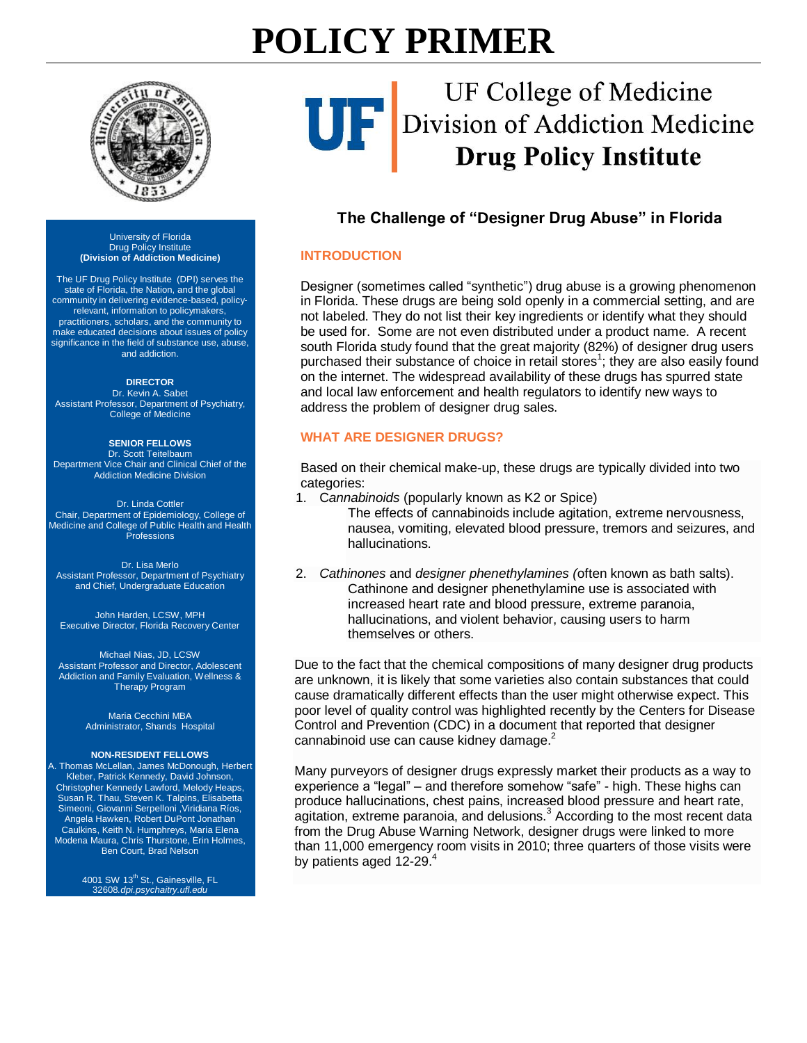# POLICY PRIMER

UF College of Medicine
Division of Addiction Medicine
**Drug Policy Institute**

University of Florida
Drug Policy Institute
**(Division of Addiction Medicine)**

The UF Drug Policy Institute (DPI) serves the state of Florida, the Nation, and the global community in delivering evidence-based, policy-relevant, information to policymakers, practitioners, scholars, and the community to make educated decisions about issues of policy significance in the field of substance use, abuse, and addiction.

**DIRECTOR**
Dr. Kevin A. Sabet
Assistant Professor, Department of Psychiatry, College of Medicine

**SENIOR FELLOWS**
Dr. Scott Teitelbaum
Department Vice Chair and Clinical Chief of the Addiction Medicine Division

Dr. Linda Cottler
Chair, Department of Epidemiology, College of Medicine and College of Public Health and Health Professions

Dr. Lisa Merlo
Assistant Professor, Department of Psychiatry and Chief, Undergraduate Education

John Harden, LCSW, MPH
Executive Director, Florida Recovery Center

Michael Nias, JD, LCSW
Assistant Professor and Director, Adolescent Addiction and Family Evaluation, Wellness & Therapy Program

Maria Cecchini MBA
Administrator, Shands Hospital

**NON-RESIDENT FELLOWS**
A. Thomas McLellan, James McDonough, Herbert Kleber, Patrick Kennedy, David Johnson, Christopher Kennedy Lawford, Melody Heaps, Susan R. Thau, Steven K. Talpins, Elisabetta Simeoni, Giovanni Serpelloni ,Viridiana Ríos, Angela Hawken, Robert DuPont Jonathan Caulkins, Keith N. Humphreys, Maria Elena Modena Maura, Chris Thurstone, Erin Holmes, Ben Court, Brad Nelson

4001 SW 13th St., Gainesville, FL 32608.*dpi.psychaitry.ufl.edu*

## The Challenge of "Designer Drug Abuse" in Florida

### INTRODUCTION

Designer (sometimes called "synthetic") drug abuse is a growing phenomenon in Florida. These drugs are being sold openly in a commercial setting, and are not labeled. They do not list their key ingredients or identify what they should be used for. Some are not even distributed under a product name. A recent south Florida study found that the great majority (82%) of designer drug users purchased their substance of choice in retail stores[1]; they are also easily found on the internet. The widespread availability of these drugs has spurred state and local law enforcement and health regulators to identify new ways to address the problem of designer drug sales.

### WHAT ARE DESIGNER DRUGS?

Based on their chemical make-up, these drugs are typically divided into two categories:

1. *Cannabinoids* (popularly known as K2 or Spice)
   The effects of cannabinoids include agitation, extreme nervousness, nausea, vomiting, elevated blood pressure, tremors and seizures, and hallucinations.

2. *Cathinones* and *designer phenethylamines (*often known as bath salts).
   Cathinone and designer phenethylamine use is associated with increased heart rate and blood pressure, extreme paranoia, hallucinations, and violent behavior, causing users to harm themselves or others.

Due to the fact that the chemical compositions of many designer drug products are unknown, it is likely that some varieties also contain substances that could cause dramatically different effects than the user might otherwise expect. This poor level of quality control was highlighted recently by the Centers for Disease Control and Prevention (CDC) in a document that reported that designer cannabinoid use can cause kidney damage.[2]

Many purveyors of designer drugs expressly market their products as a way to experience a "legal" – and therefore somehow "safe" - high. These highs can produce hallucinations, chest pains, increased blood pressure and heart rate, agitation, extreme paranoia, and delusions.[3] According to the most recent data from the Drug Abuse Warning Network, designer drugs were linked to more than 11,000 emergency room visits in 2010; three quarters of those visits were by patients aged 12-29.[4]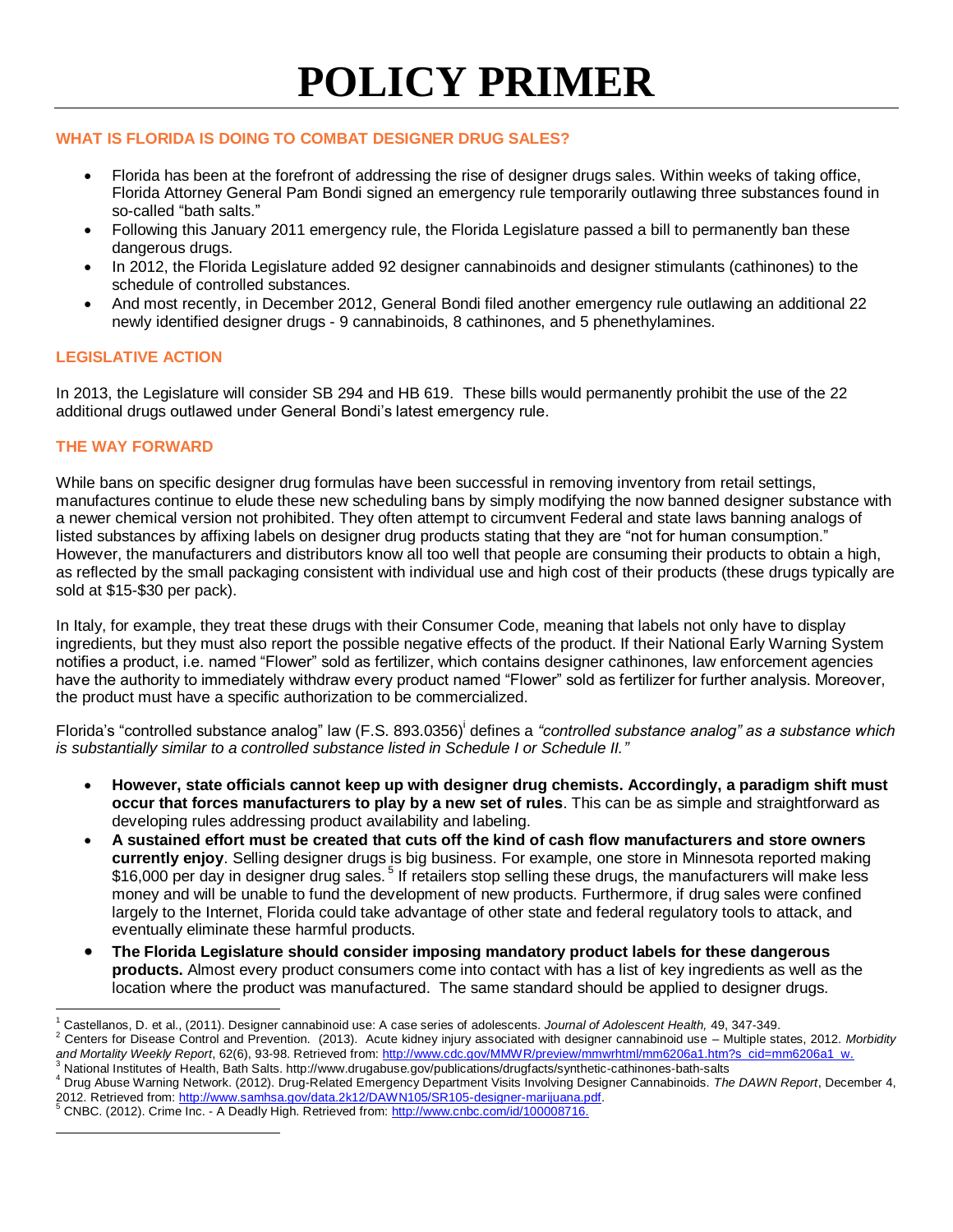# POLICY PRIMER

## WHAT IS FLORIDA IS DOING TO COMBAT DESIGNER DRUG SALES?

- Florida has been at the forefront of addressing the rise of designer drugs sales. Within weeks of taking office, Florida Attorney General Pam Bondi signed an emergency rule temporarily outlawing three substances found in so-called "bath salts."
- Following this January 2011 emergency rule, the Florida Legislature passed a bill to permanently ban these dangerous drugs.
- In 2012, the Florida Legislature added 92 designer cannabinoids and designer stimulants (cathinones) to the schedule of controlled substances.
- And most recently, in December 2012, General Bondi filed another emergency rule outlawing an additional 22 newly identified designer drugs - 9 cannabinoids, 8 cathinones, and 5 phenethylamines.

## LEGISLATIVE ACTION

In 2013, the Legislature will consider SB 294 and HB 619. These bills would permanently prohibit the use of the 22 additional drugs outlawed under General Bondi's latest emergency rule.

## THE WAY FORWARD

While bans on specific designer drug formulas have been successful in removing inventory from retail settings, manufactures continue to elude these new scheduling bans by simply modifying the now banned designer substance with a newer chemical version not prohibited. They often attempt to circumvent Federal and state laws banning analogs of listed substances by affixing labels on designer drug products stating that they are "not for human consumption." However, the manufacturers and distributors know all too well that people are consuming their products to obtain a high, as reflected by the small packaging consistent with individual use and high cost of their products (these drugs typically are sold at $15-$30 per pack).

In Italy, for example, they treat these drugs with their Consumer Code, meaning that labels not only have to display ingredients, but they must also report the possible negative effects of the product. If their National Early Warning System notifies a product, i.e. named "Flower" sold as fertilizer, which contains designer cathinones, law enforcement agencies have the authority to immediately withdraw every product named "Flower" sold as fertilizer for further analysis. Moreover, the product must have a specific authorization to be commercialized.

Florida's "controlled substance analog" law (F.S. 893.0356)[i] defines a *"controlled substance analog" as a substance which is substantially similar to a controlled substance listed in Schedule I or Schedule II."*

- **However, state officials cannot keep up with designer drug chemists. Accordingly, a paradigm shift must occur that forces manufacturers to play by a new set of rules**. This can be as simple and straightforward as developing rules addressing product availability and labeling.
- **A sustained effort must be created that cuts off the kind of cash flow manufacturers and store owners currently enjoy**. Selling designer drugs is big business. For example, one store in Minnesota reported making $16,000 per day in designer drug sales.[5] If retailers stop selling these drugs, the manufacturers will make less money and will be unable to fund the development of new products. Furthermore, if drug sales were confined largely to the Internet, Florida could take advantage of other state and federal regulatory tools to attack, and eventually eliminate these harmful products.
- **The Florida Legislature should consider imposing mandatory product labels for these dangerous products.** Almost every product consumers come into contact with has a list of key ingredients as well as the location where the product was manufactured. The same standard should be applied to designer drugs.

---

[1] Castellanos, D. et al., (2011). Designer cannabinoid use: A case series of adolescents. *Journal of Adolescent Health,* 49, 347-349.

[2] Centers for Disease Control and Prevention. (2013). Acute kidney injury associated with designer cannabinoid use – Multiple states, 2012. *Morbidity and Mortality Weekly Report*, 62(6), 93-98. Retrieved from: http://www.cdc.gov/MMWR/preview/mmwrhtml/mm6206a1.htm?s_cid=mm6206a1_w.

[3] National Institutes of Health, Bath Salts. http://www.drugabuse.gov/publications/drugfacts/synthetic-cathinones-bath-salts

[4] Drug Abuse Warning Network. (2012). Drug-Related Emergency Department Visits Involving Designer Cannabinoids. *The DAWN Report*, December 4, 2012. Retrieved from: http://www.samhsa.gov/data.2k12/DAWN105/SR105-designer-marijuana.pdf.

[5] CNBC. (2012). Crime Inc. - A Deadly High. Retrieved from: http://www.cnbc.com/id/100008716.